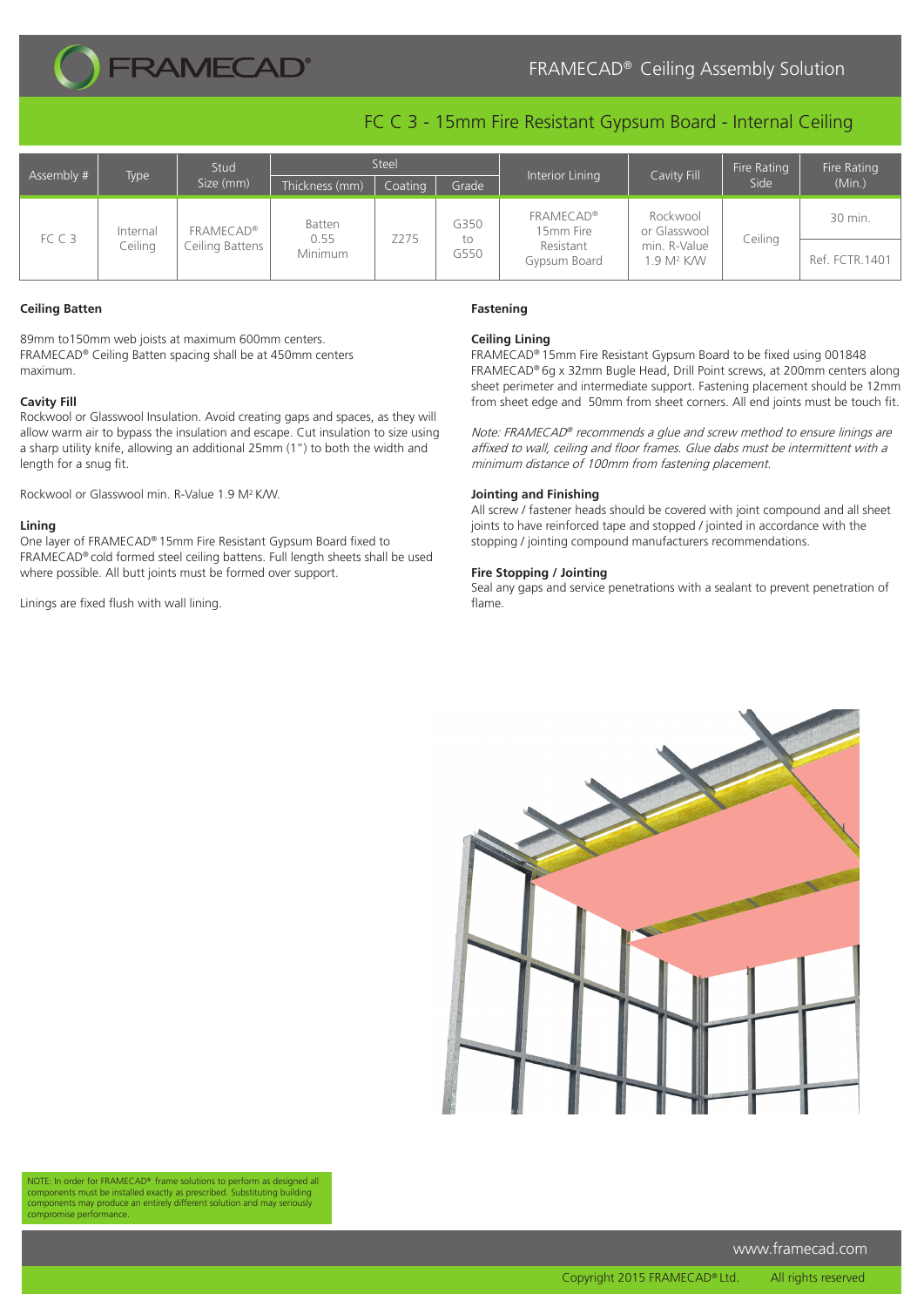# FRAMECAD® Ceiling Assembly Solution

## FC C 3 - 15mm Fire Resistant Gypsum Board - Internal Ceiling

| Assembly # | Type | Stud Size (mm) | Steel | | | Interior Lining | Cavity Fill | Fire Rating Side | Fire Rating (Min.) |
|---|---|---|---|---|---|---|---|---|---|
| | | | Thickness (mm) | Coating | Grade | | | | |
| FC C 3 | Internal Ceiling | FRAMECAD® Ceiling Battens | Batten 0.55 Minimum | Z275 | G350 to G550 | FRAMECAD® 15mm Fire Resistant Gypsum Board | Rockwool or Glasswool min. R-Value 1.9 M² K/W | Ceiling | 30 min. |
| | | | | | | | | | Ref. FCTR.1401 |

**Ceiling Batten**

89mm to150mm web joists at maximum 600mm centers. FRAMECAD® Ceiling Batten spacing shall be at 450mm centers maximum.

**Cavity Fill**

Rockwool or Glasswool Insulation. Avoid creating gaps and spaces, as they will allow warm air to bypass the insulation and escape. Cut insulation to size using a sharp utility knife, allowing an additional 25mm (1") to both the width and length for a snug fit.

Rockwool or Glasswool min. R-Value 1.9 M² K/W.

**Lining**

One layer of FRAMECAD® 15mm Fire Resistant Gypsum Board fixed to FRAMECAD® cold formed steel ceiling battens. Full length sheets shall be used where possible. All butt joints must be formed over support.

Linings are fixed flush with wall lining.

**Fastening**

**Ceiling Lining**

FRAMECAD® 15mm Fire Resistant Gypsum Board to be fixed using 001848 FRAMECAD® 6g x 32mm Bugle Head, Drill Point screws, at 200mm centers along sheet perimeter and intermediate support. Fastening placement should be 12mm from sheet edge and 50mm from sheet corners. All end joints must be touch fit.

*Note: FRAMECAD® recommends a glue and screw method to ensure linings are affixed to wall, ceiling and floor frames. Glue dabs must be intermittent with a minimum distance of 100mm from fastening placement.*

**Jointing and Finishing**

All screw / fastener heads should be covered with joint compound and all sheet joints to have reinforced tape and stopped / jointed in accordance with the stopping / jointing compound manufacturers recommendations.

**Fire Stopping / Jointing**

Seal any gaps and service penetrations with a sealant to prevent penetration of flame.

NOTE: In order for FRAMECAD® frame solutions to perform as designed all components must be installed exactly as prescribed. Substituting building components may produce an entirely different solution and may seriously compromise performance.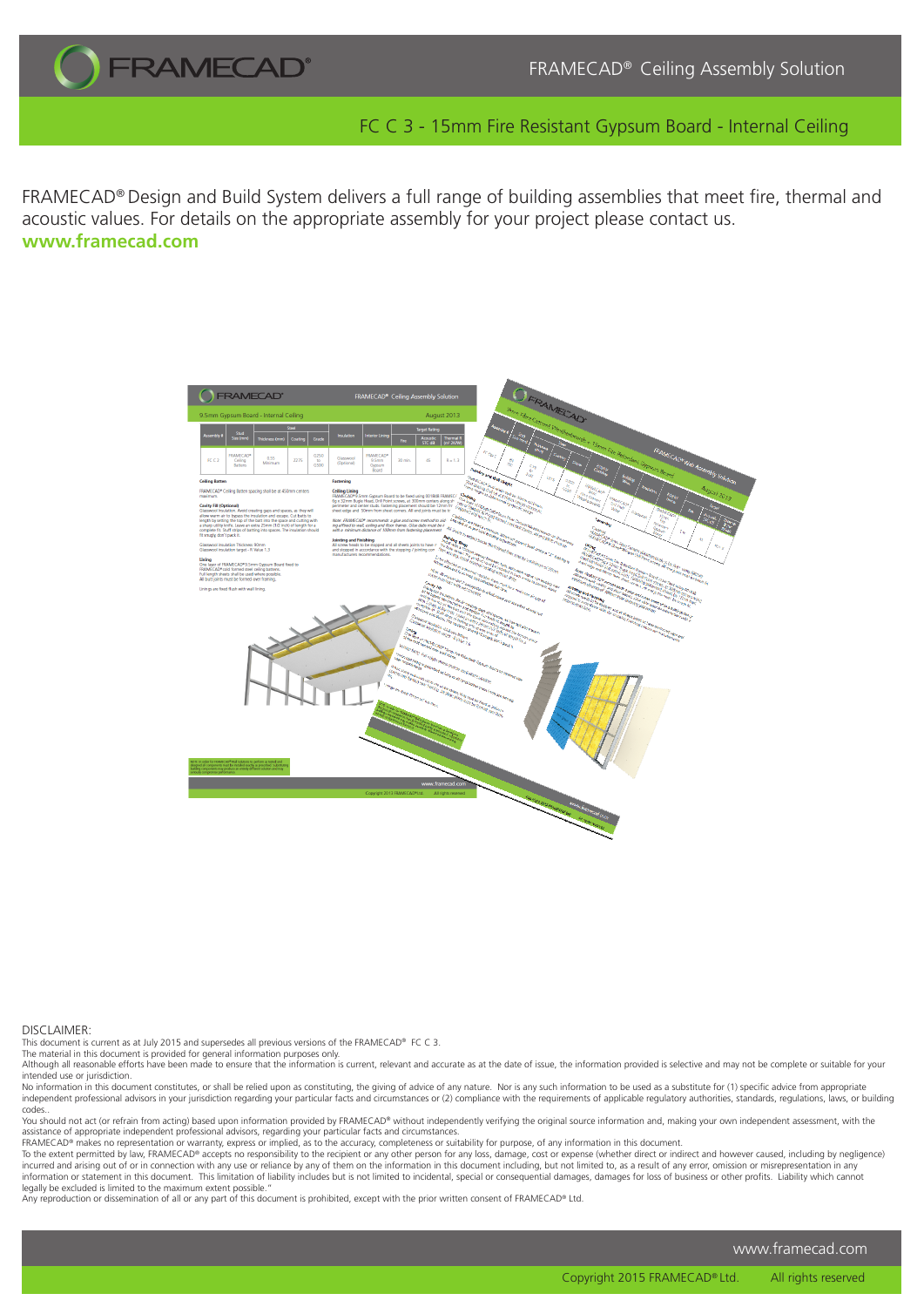# FRAMECAD® Ceiling Assembly Solution

## FC C 3 - 15mm Fire Resistant Gypsum Board - Internal Ceiling

FRAMECAD® Design and Build System delivers a full range of building assemblies that meet fire, thermal and acoustic values. For details on the appropriate assembly for your project please contact us.
**www.framecad.com**

DISCLAIMER:
This document is current as at July 2015 and supersedes all previous versions of the FRAMECAD® FC C 3.
The material in this document is provided for general information purposes only.
Although all reasonable efforts have been made to ensure that the information is current, relevant and accurate as at the date of issue, the information provided is selective and may not be complete or suitable for your intended use or jurisdiction.
No information in this document constitutes, or shall be relied upon as constituting, the giving of advice of any nature. Nor is any such information to be used as a substitute for (1) specific advice from appropriate independent professional advisors in your jurisdiction regarding your particular facts and circumstances or (2) compliance with the requirements of applicable regulatory authorities, standards, regulations, laws, or building codes..
You should not act (or refrain from acting) based upon information provided by FRAMECAD® without independently verifying the original source information and, making your own independent assessment, with the assistance of appropriate independent professional advisors, regarding your particular facts and circumstances.
FRAMECAD® makes no representation or warranty, express or implied, as to the accuracy, completeness or suitability for purpose, of any information in this document.
To the extent permitted by law, FRAMECAD® accepts no responsibility to the recipient or any other person for any loss, damage, cost or expense (whether direct or indirect and however caused, including by negligence) incurred and arising out of or in connection with any use or reliance by any of them on the information in this document including, but not limited to, as a result of any error, omission or misrepresentation in any information or statement in this document. This limitation of liability includes but is not limited to incidental, special or consequential damages, damages for loss of business or other profits. Liability which cannot legally be excluded is limited to the maximum extent possible."
Any reproduction or dissemination of all or any part of this document is prohibited, except with the prior written consent of FRAMECAD® Ltd.

www.framecad.com

Copyright 2015 FRAMECAD® Ltd. All rights reserved